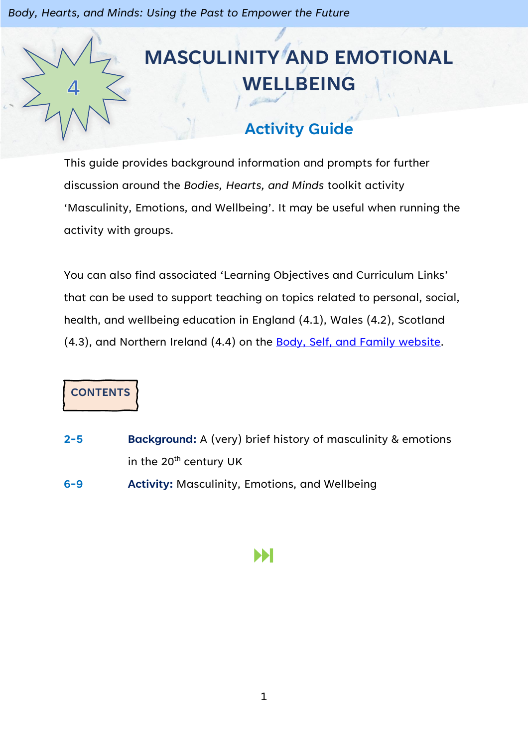# MASCULINITY AND EMOTIONAL WELLBEING

4

## Activity Guide

This guide provides background information and prompts for further discussion around the *Bodies, Hearts, and Minds* toolkit activity 'Masculinity, Emotions, and Wellbeing'. It may be useful when running the activity with groups.

You can also find associated 'Learning Objectives and Curriculum Links' that can be used to support teaching on topics related to personal, social, health, and wellbeing education in England (4.1), Wales (4.2), Scotland (4.3), and Northern Ireland (4.4) on the Body, Self, and Family website.

### CONTENTS

| | |
|---|---|
| **2-5** | **Background:** A (very) brief history of masculinity & emotions in the 20th century UK |
| **6-9** | **Activity:** Masculinity, Emotions, and Wellbeing |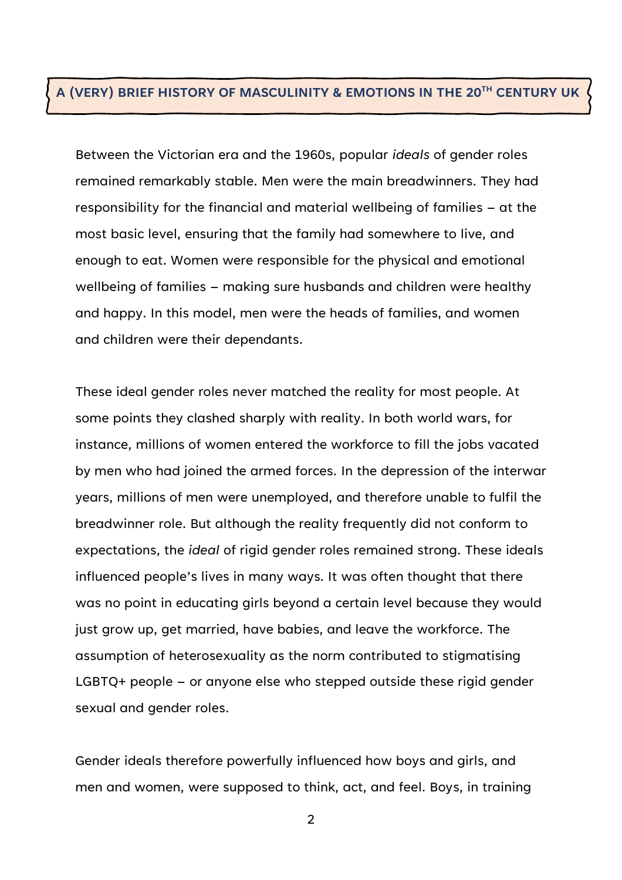## A (VERY) BRIEF HISTORY OF MASCULINITY & EMOTIONS IN THE 20TH CENTURY UK

Between the Victorian era and the 1960s, popular *ideals* of gender roles remained remarkably stable. Men were the main breadwinners. They had responsibility for the financial and material wellbeing of families – at the most basic level, ensuring that the family had somewhere to live, and enough to eat. Women were responsible for the physical and emotional wellbeing of families – making sure husbands and children were healthy and happy. In this model, men were the heads of families, and women and children were their dependants.

These ideal gender roles never matched the reality for most people. At some points they clashed sharply with reality. In both world wars, for instance, millions of women entered the workforce to fill the jobs vacated by men who had joined the armed forces. In the depression of the interwar years, millions of men were unemployed, and therefore unable to fulfil the breadwinner role. But although the reality frequently did not conform to expectations, the *ideal* of rigid gender roles remained strong. These ideals influenced people's lives in many ways. It was often thought that there was no point in educating girls beyond a certain level because they would just grow up, get married, have babies, and leave the workforce. The assumption of heterosexuality as the norm contributed to stigmatising LGBTQ+ people – or anyone else who stepped outside these rigid gender sexual and gender roles.

Gender ideals therefore powerfully influenced how boys and girls, and men and women, were supposed to think, act, and feel. Boys, in training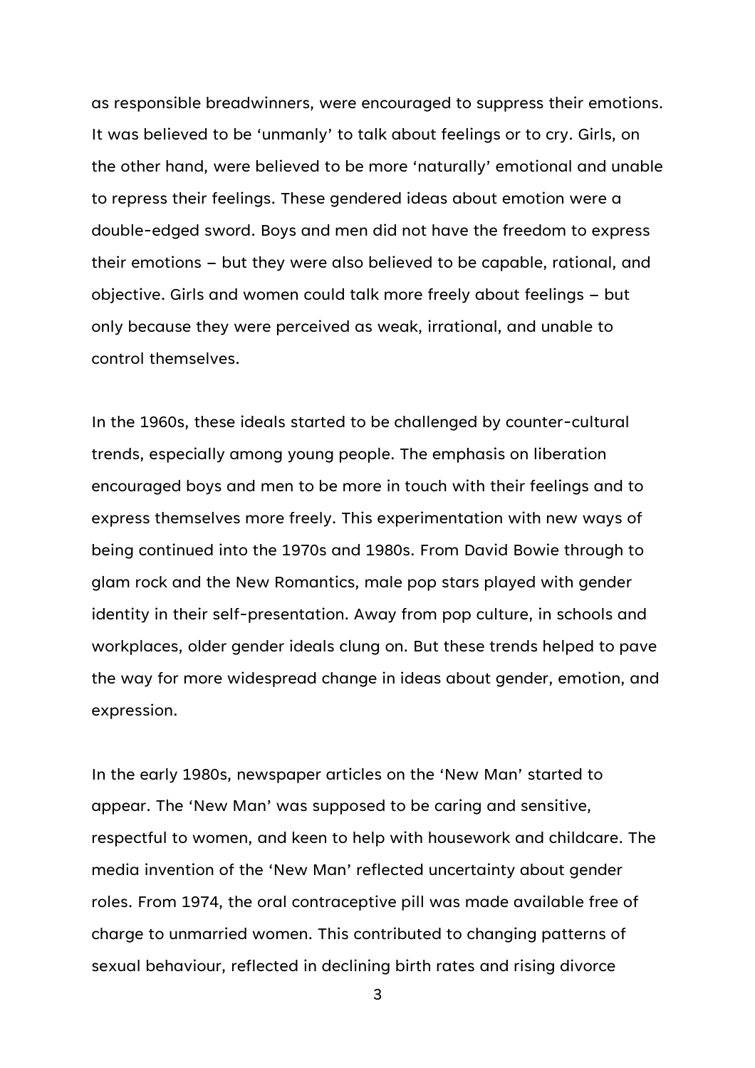as responsible breadwinners, were encouraged to suppress their emotions. It was believed to be 'unmanly' to talk about feelings or to cry. Girls, on the other hand, were believed to be more 'naturally' emotional and unable to repress their feelings. These gendered ideas about emotion were a double-edged sword. Boys and men did not have the freedom to express their emotions – but they were also believed to be capable, rational, and objective. Girls and women could talk more freely about feelings – but only because they were perceived as weak, irrational, and unable to control themselves.

In the 1960s, these ideals started to be challenged by counter-cultural trends, especially among young people. The emphasis on liberation encouraged boys and men to be more in touch with their feelings and to express themselves more freely. This experimentation with new ways of being continued into the 1970s and 1980s. From David Bowie through to glam rock and the New Romantics, male pop stars played with gender identity in their self-presentation. Away from pop culture, in schools and workplaces, older gender ideals clung on. But these trends helped to pave the way for more widespread change in ideas about gender, emotion, and expression.

In the early 1980s, newspaper articles on the 'New Man' started to appear. The 'New Man' was supposed to be caring and sensitive, respectful to women, and keen to help with housework and childcare. The media invention of the 'New Man' reflected uncertainty about gender roles. From 1974, the oral contraceptive pill was made available free of charge to unmarried women. This contributed to changing patterns of sexual behaviour, reflected in declining birth rates and rising divorce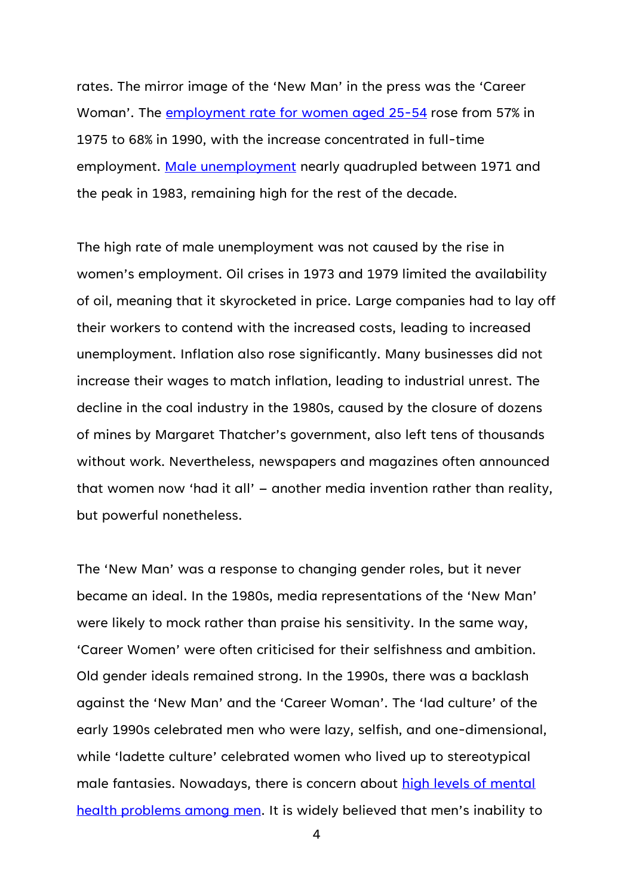rates. The mirror image of the 'New Man' in the press was the 'Career Woman'. The employment rate for women aged 25-54 rose from 57% in 1975 to 68% in 1990, with the increase concentrated in full-time employment. Male unemployment nearly quadrupled between 1971 and the peak in 1983, remaining high for the rest of the decade.

The high rate of male unemployment was not caused by the rise in women's employment. Oil crises in 1973 and 1979 limited the availability of oil, meaning that it skyrocketed in price. Large companies had to lay off their workers to contend with the increased costs, leading to increased unemployment. Inflation also rose significantly. Many businesses did not increase their wages to match inflation, leading to industrial unrest. The decline in the coal industry in the 1980s, caused by the closure of dozens of mines by Margaret Thatcher's government, also left tens of thousands without work. Nevertheless, newspapers and magazines often announced that women now 'had it all' – another media invention rather than reality, but powerful nonetheless.

The 'New Man' was a response to changing gender roles, but it never became an ideal. In the 1980s, media representations of the 'New Man' were likely to mock rather than praise his sensitivity. In the same way, 'Career Women' were often criticised for their selfishness and ambition. Old gender ideals remained strong. In the 1990s, there was a backlash against the 'New Man' and the 'Career Woman'. The 'lad culture' of the early 1990s celebrated men who were lazy, selfish, and one-dimensional, while 'ladette culture' celebrated women who lived up to stereotypical male fantasies. Nowadays, there is concern about high levels of mental health problems among men. It is widely believed that men's inability to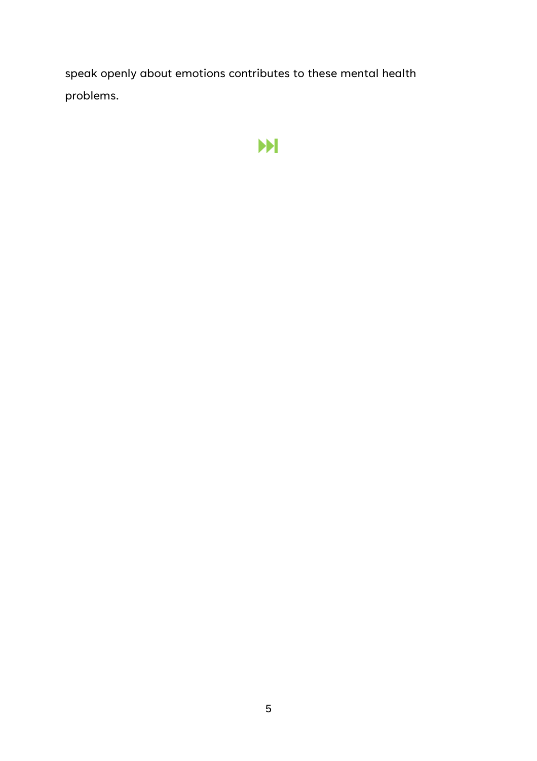speak openly about emotions contributes to these mental health problems.

⏭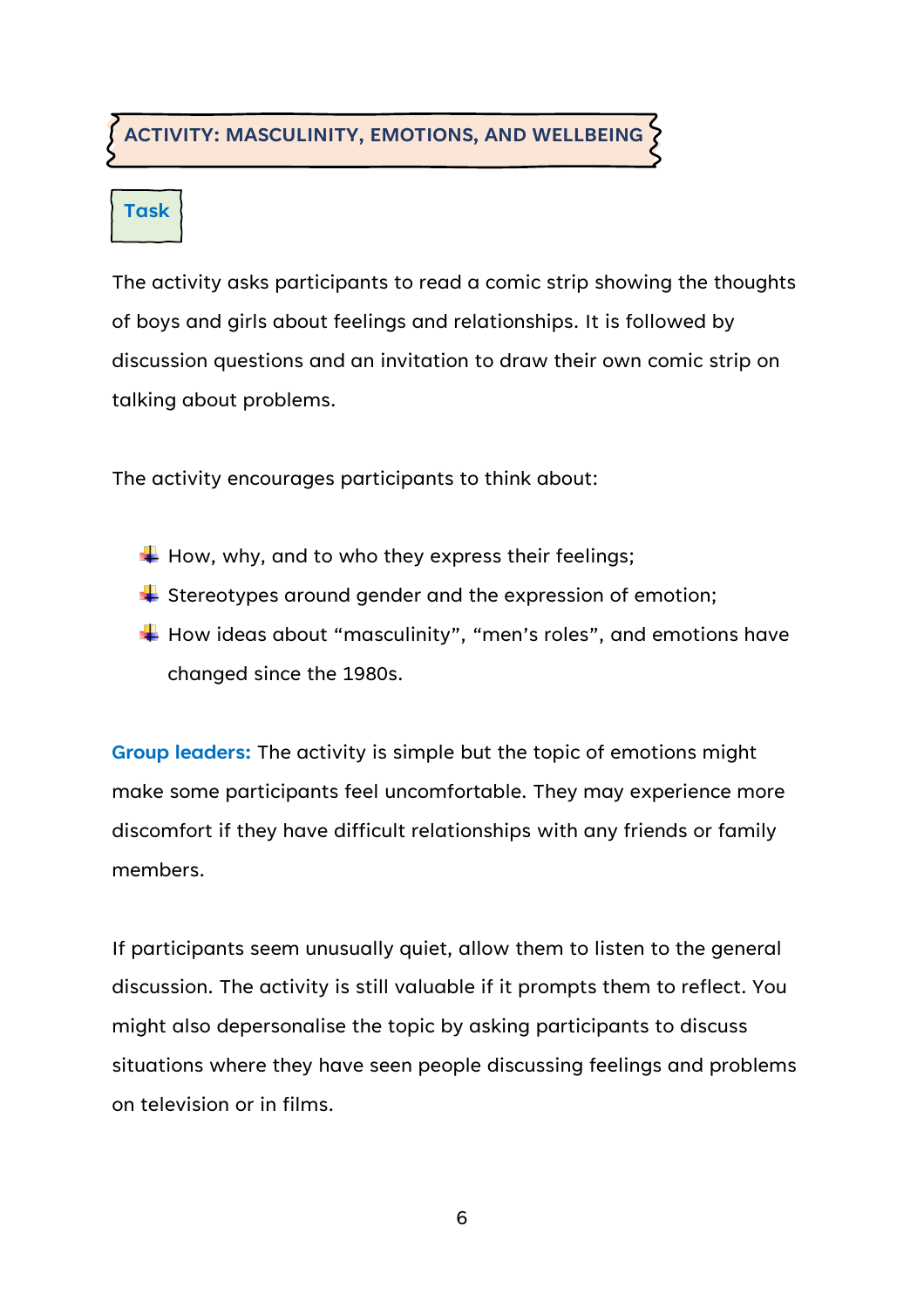## ACTIVITY: MASCULINITY, EMOTIONS, AND WELLBEING

### Task

The activity asks participants to read a comic strip showing the thoughts of boys and girls about feelings and relationships. It is followed by discussion questions and an invitation to draw their own comic strip on talking about problems.

The activity encourages participants to think about:

- How, why, and to who they express their feelings;
- Stereotypes around gender and the expression of emotion;
- How ideas about "masculinity", "men's roles", and emotions have changed since the 1980s.

**Group leaders:** The activity is simple but the topic of emotions might make some participants feel uncomfortable. They may experience more discomfort if they have difficult relationships with any friends or family members.

If participants seem unusually quiet, allow them to listen to the general discussion. The activity is still valuable if it prompts them to reflect. You might also depersonalise the topic by asking participants to discuss situations where they have seen people discussing feelings and problems on television or in films.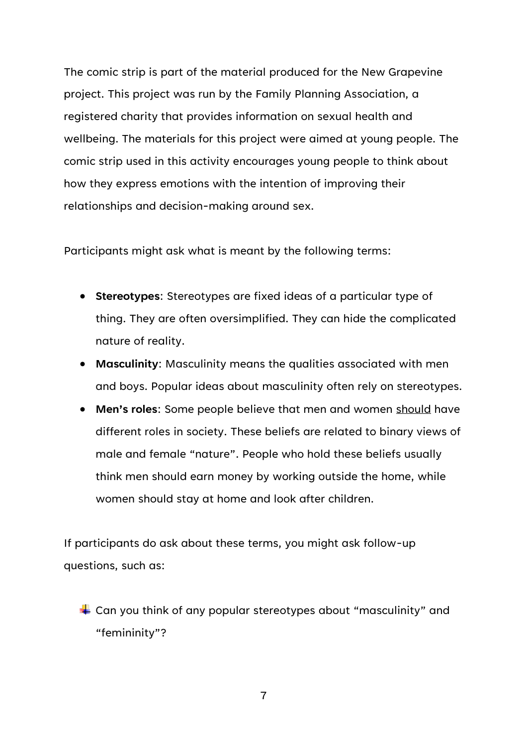The comic strip is part of the material produced for the New Grapevine project. This project was run by the Family Planning Association, a registered charity that provides information on sexual health and wellbeing. The materials for this project were aimed at young people. The comic strip used in this activity encourages young people to think about how they express emotions with the intention of improving their relationships and decision-making around sex.

Participants might ask what is meant by the following terms:

- **Stereotypes**: Stereotypes are fixed ideas of a particular type of thing. They are often oversimplified. They can hide the complicated nature of reality.
- **Masculinity**: Masculinity means the qualities associated with men and boys. Popular ideas about masculinity often rely on stereotypes.
- **Men's roles**: Some people believe that men and women <u>should</u> have different roles in society. These beliefs are related to binary views of male and female "nature". People who hold these beliefs usually think men should earn money by working outside the home, while women should stay at home and look after children.

If participants do ask about these terms, you might ask follow-up questions, such as:

- Can you think of any popular stereotypes about "masculinity" and "femininity"?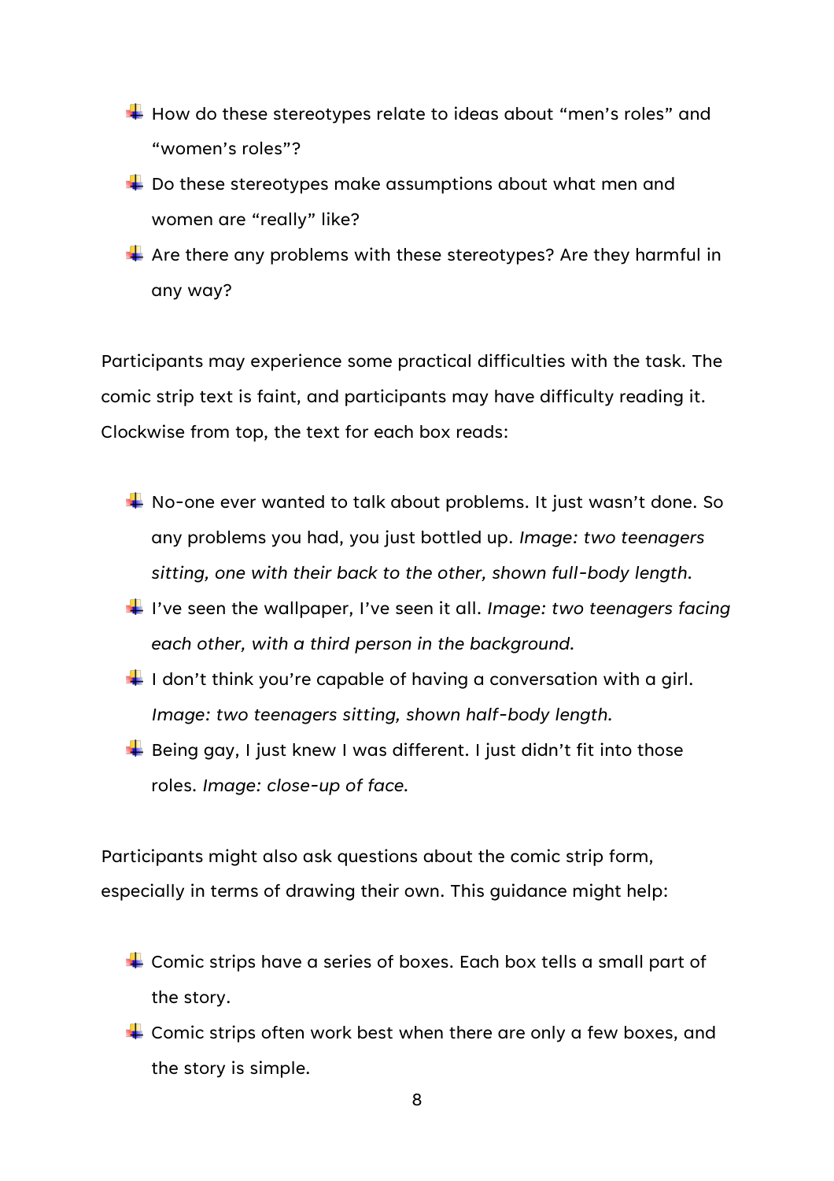- How do these stereotypes relate to ideas about "men's roles" and "women's roles"?
- Do these stereotypes make assumptions about what men and women are "really" like?
- Are there any problems with these stereotypes? Are they harmful in any way?

Participants may experience some practical difficulties with the task. The comic strip text is faint, and participants may have difficulty reading it. Clockwise from top, the text for each box reads:

- No-one ever wanted to talk about problems. It just wasn't done. So any problems you had, you just bottled up. *Image: two teenagers sitting, one with their back to the other, shown full-body length.*
- I've seen the wallpaper, I've seen it all. *Image: two teenagers facing each other, with a third person in the background.*
- I don't think you're capable of having a conversation with a girl. *Image: two teenagers sitting, shown half-body length.*
- Being gay, I just knew I was different. I just didn't fit into those roles. *Image: close-up of face.*

Participants might also ask questions about the comic strip form, especially in terms of drawing their own. This guidance might help:

- Comic strips have a series of boxes. Each box tells a small part of the story.
- Comic strips often work best when there are only a few boxes, and the story is simple.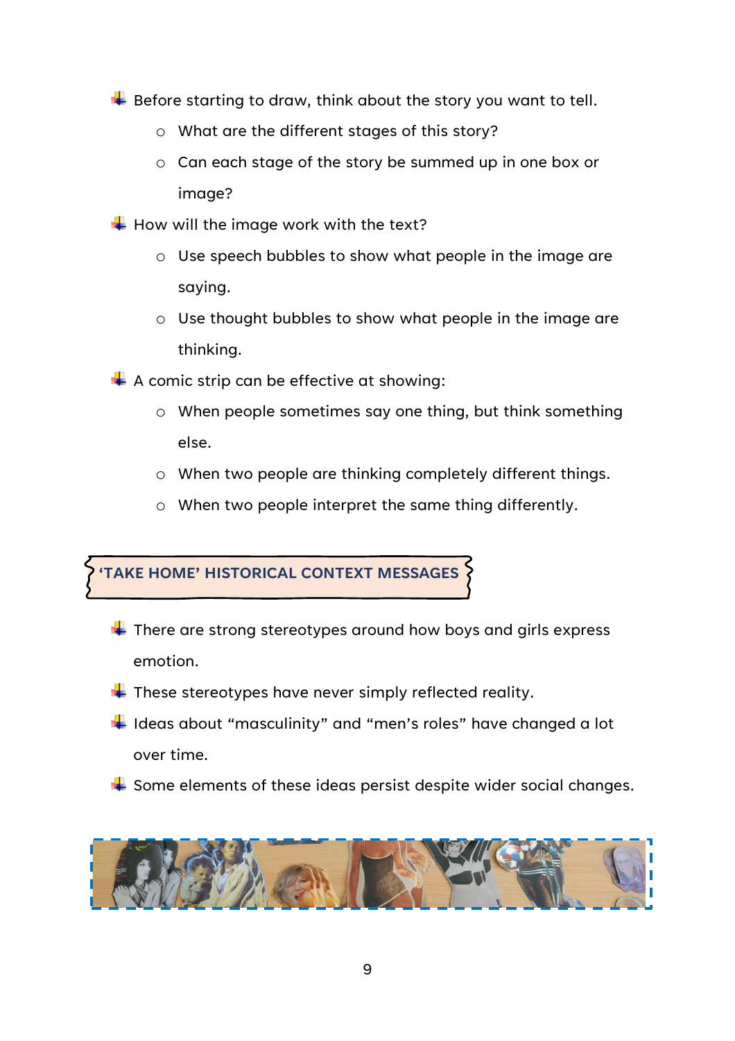- Before starting to draw, think about the story you want to tell.
    - What are the different stages of this story?
    - Can each stage of the story be summed up in one box or image?
- How will the image work with the text?
    - Use speech bubbles to show what people in the image are saying.
    - Use thought bubbles to show what people in the image are thinking.
- A comic strip can be effective at showing:
    - When people sometimes say one thing, but think something else.
    - When two people are thinking completely different things.
    - When two people interpret the same thing differently.

## ‘TAKE HOME’ HISTORICAL CONTEXT MESSAGES

- There are strong stereotypes around how boys and girls express emotion.
- These stereotypes have never simply reflected reality.
- Ideas about “masculinity” and “men’s roles” have changed a lot over time.
- Some elements of these ideas persist despite wider social changes.